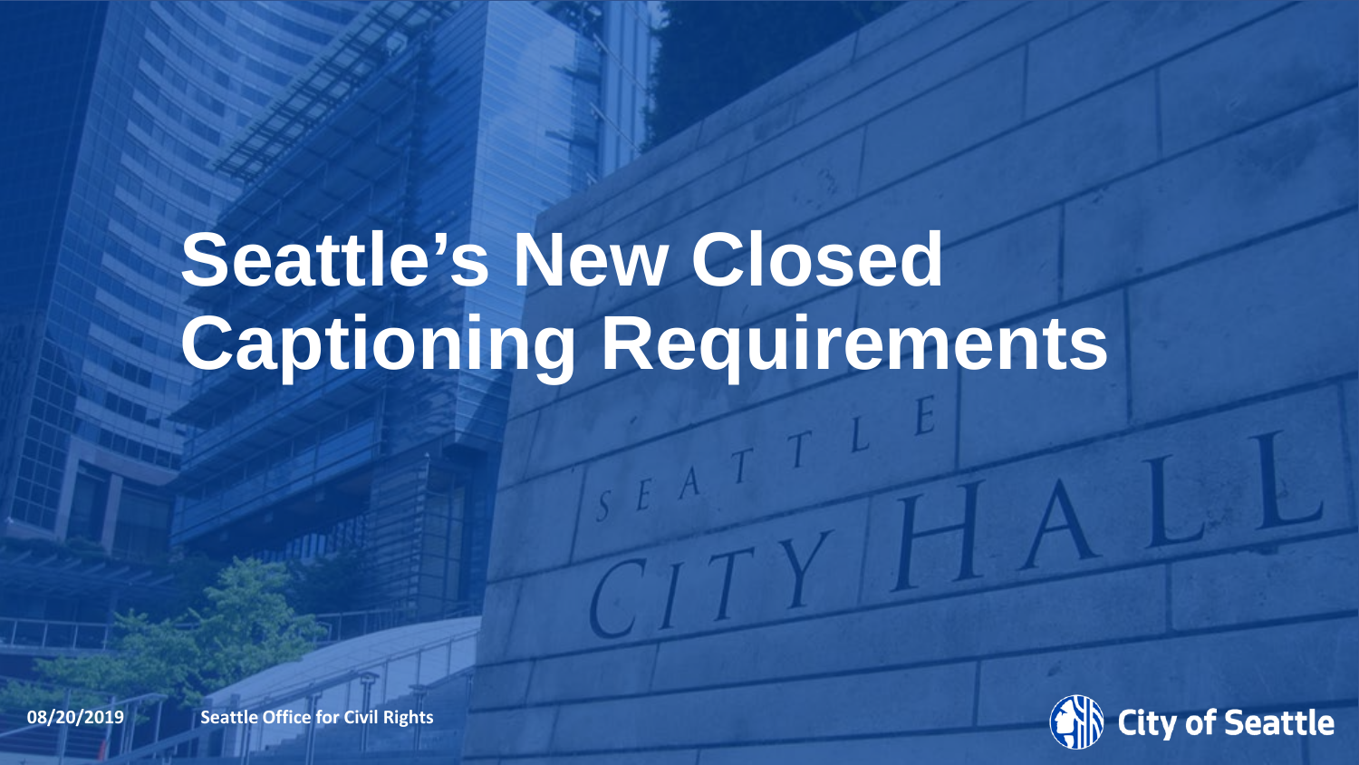# Seattle's New Closed Captioning Requirements

08/20/2019

Seattle Office for Civil Rights

City of Seattle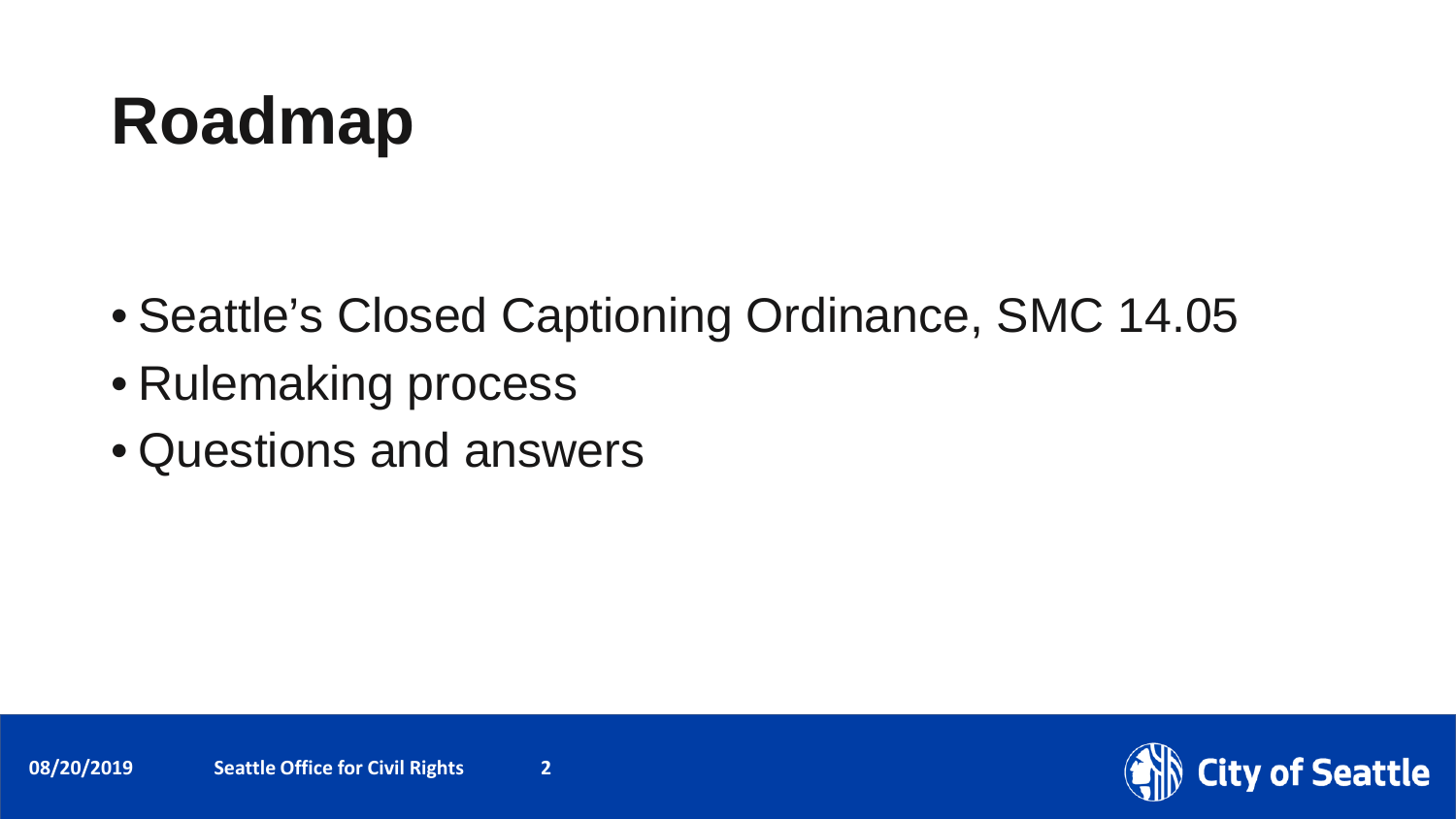# Roadmap

- Seattle's Closed Captioning Ordinance, SMC 14.05
- Rulemaking process
- Questions and answers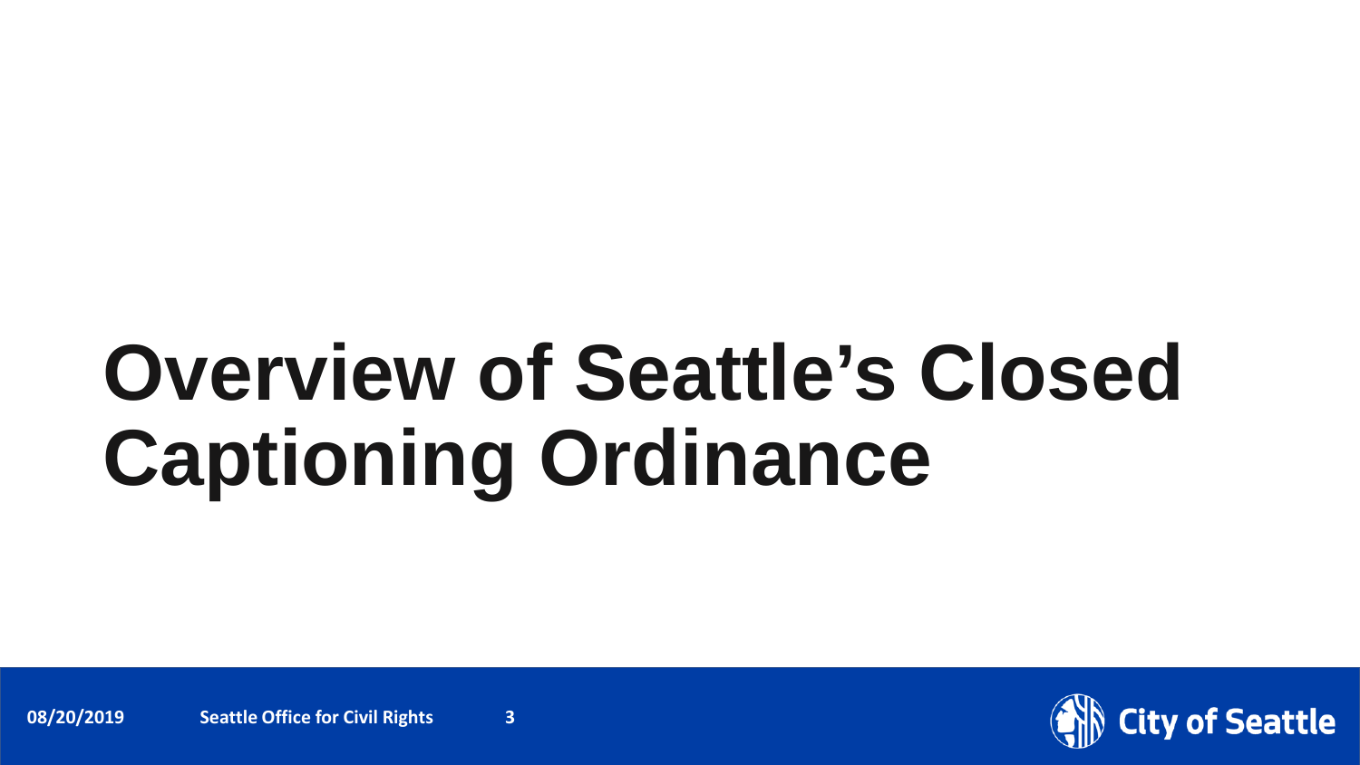# Overview of Seattle's Closed Captioning Ordinance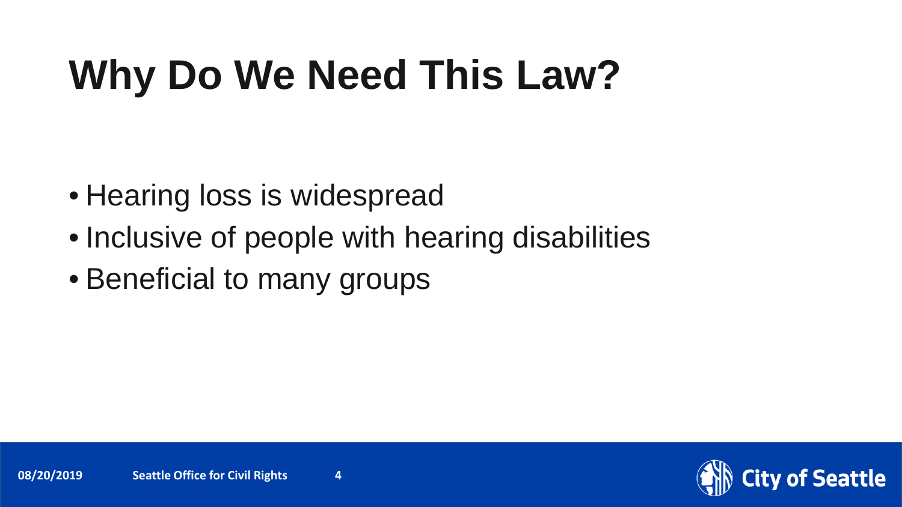# Why Do We Need This Law?

- Hearing loss is widespread
- Inclusive of people with hearing disabilities
- Beneficial to many groups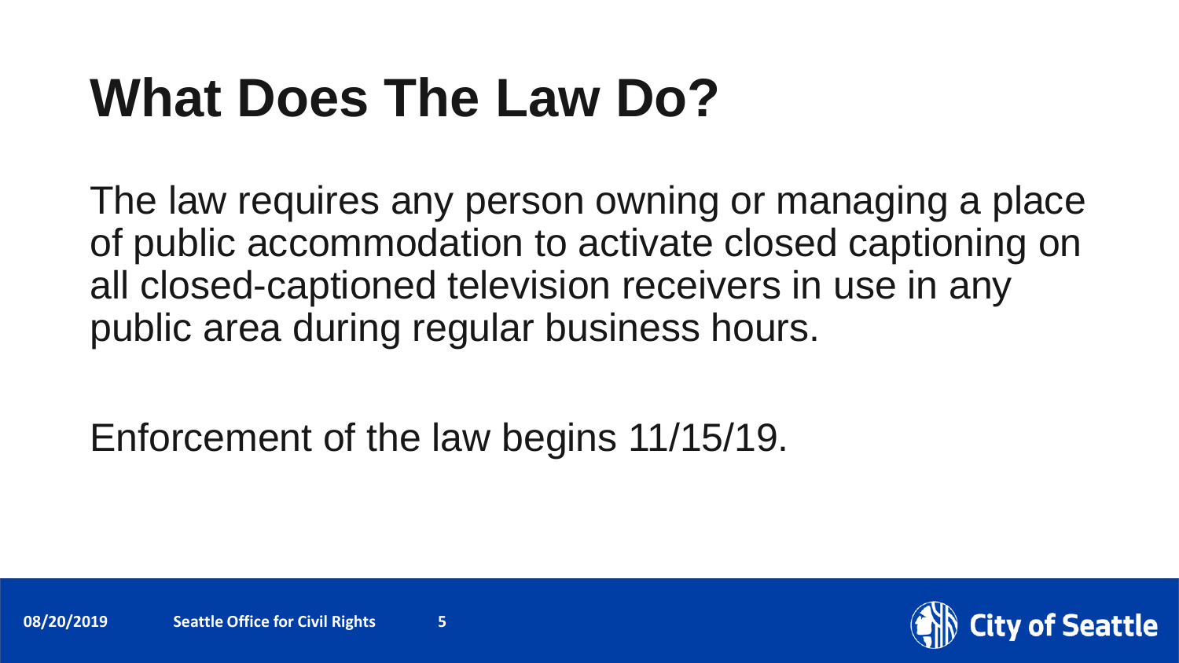# What Does The Law Do?

The law requires any person owning or managing a place of public accommodation to activate closed captioning on all closed-captioned television receivers in use in any public area during regular business hours.

Enforcement of the law begins 11/15/19.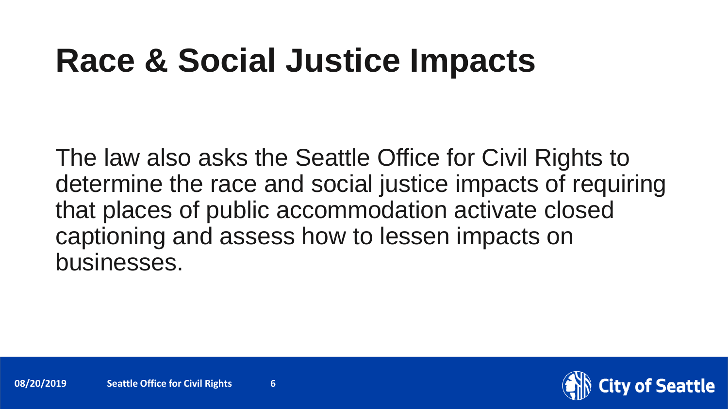# Race & Social Justice Impacts

The law also asks the Seattle Office for Civil Rights to determine the race and social justice impacts of requiring that places of public accommodation activate closed captioning and assess how to lessen impacts on businesses.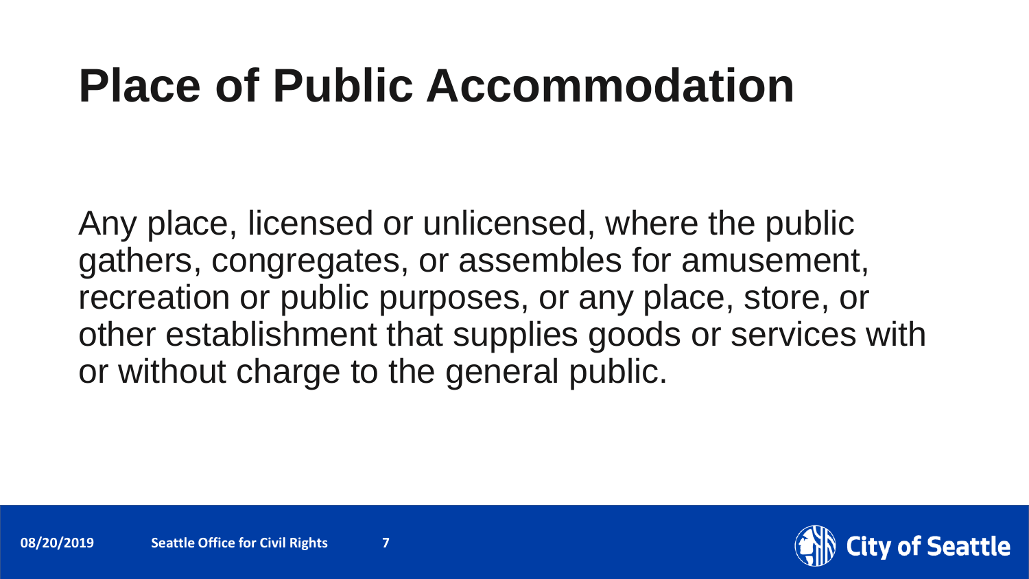# Place of Public Accommodation

Any place, licensed or unlicensed, where the public gathers, congregates, or assembles for amusement, recreation or public purposes, or any place, store, or other establishment that supplies goods or services with or without charge to the general public.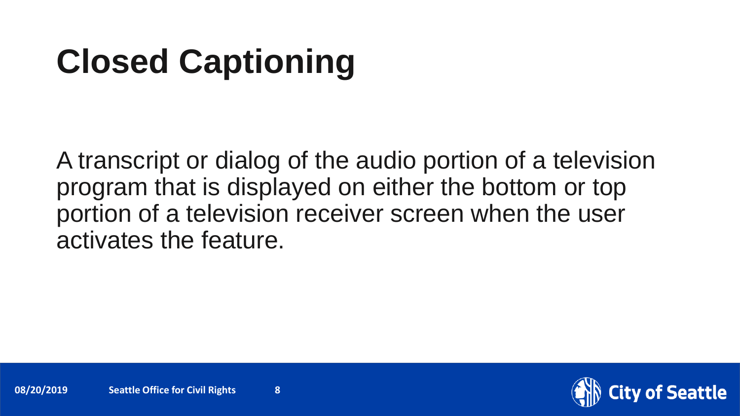# Closed Captioning

A transcript or dialog of the audio portion of a television program that is displayed on either the bottom or top portion of a television receiver screen when the user activates the feature.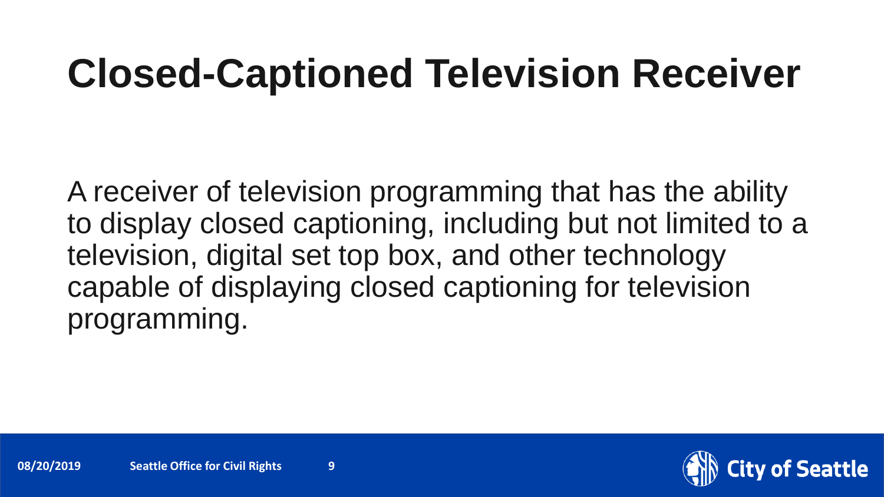# Closed-Captioned Television Receiver

A receiver of television programming that has the ability to display closed captioning, including but not limited to a television, digital set top box, and other technology capable of displaying closed captioning for television programming.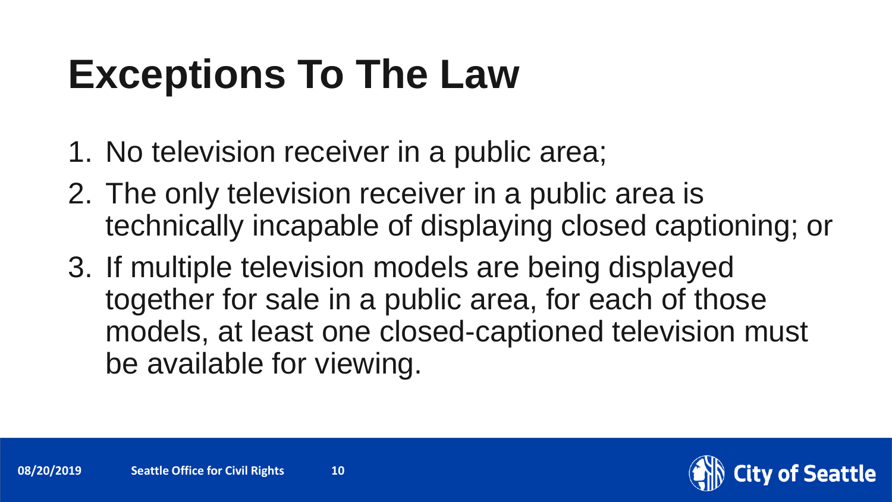# Exceptions To The Law

1. No television receiver in a public area;
2. The only television receiver in a public area is technically incapable of displaying closed captioning; or
3. If multiple television models are being displayed together for sale in a public area, for each of those models, at least one closed-captioned television must be available for viewing.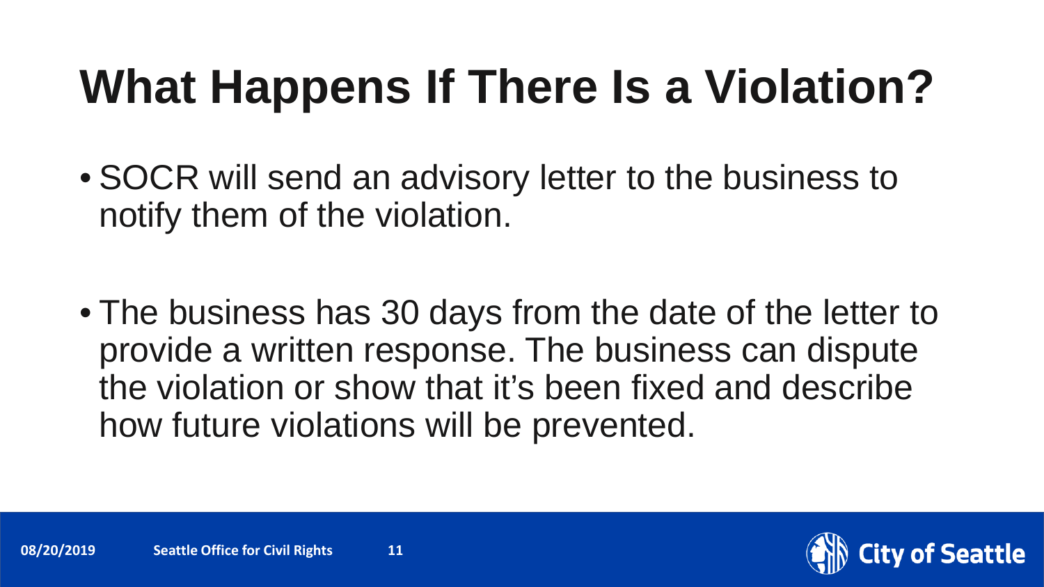# What Happens If There Is a Violation?

- SOCR will send an advisory letter to the business to notify them of the violation.

- The business has 30 days from the date of the letter to provide a written response. The business can dispute the violation or show that it's been fixed and describe how future violations will be prevented.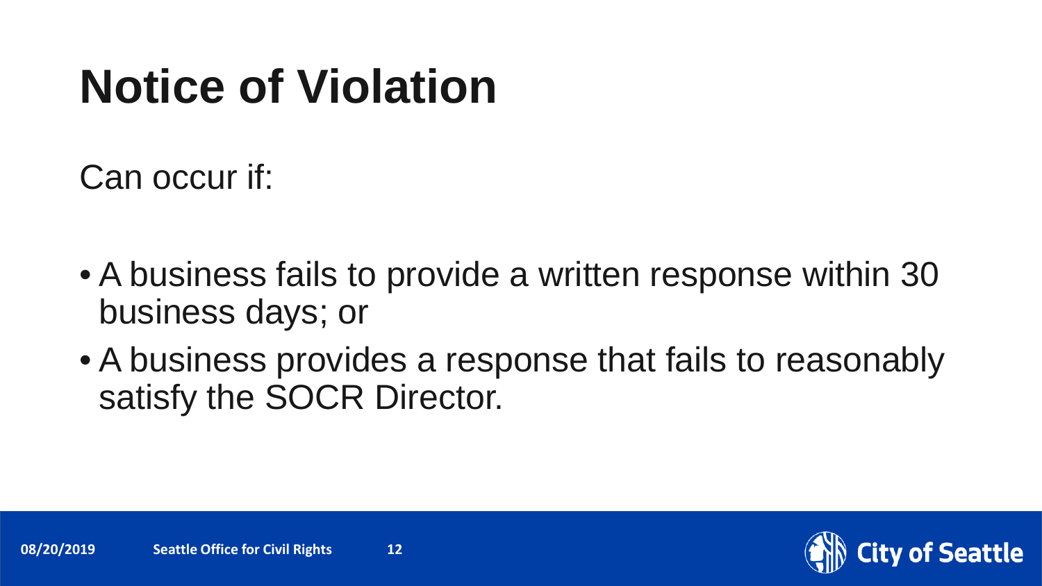# Notice of Violation

Can occur if:

- A business fails to provide a written response within 30 business days; or
- A business provides a response that fails to reasonably satisfy the SOCR Director.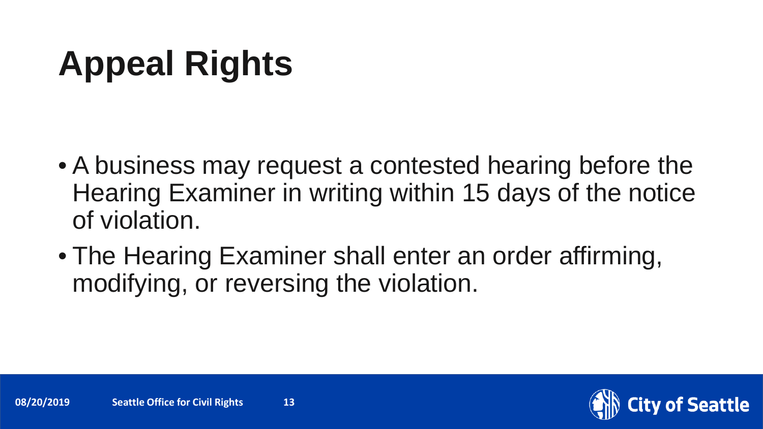# Appeal Rights

- A business may request a contested hearing before the Hearing Examiner in writing within 15 days of the notice of violation.
- The Hearing Examiner shall enter an order affirming, modifying, or reversing the violation.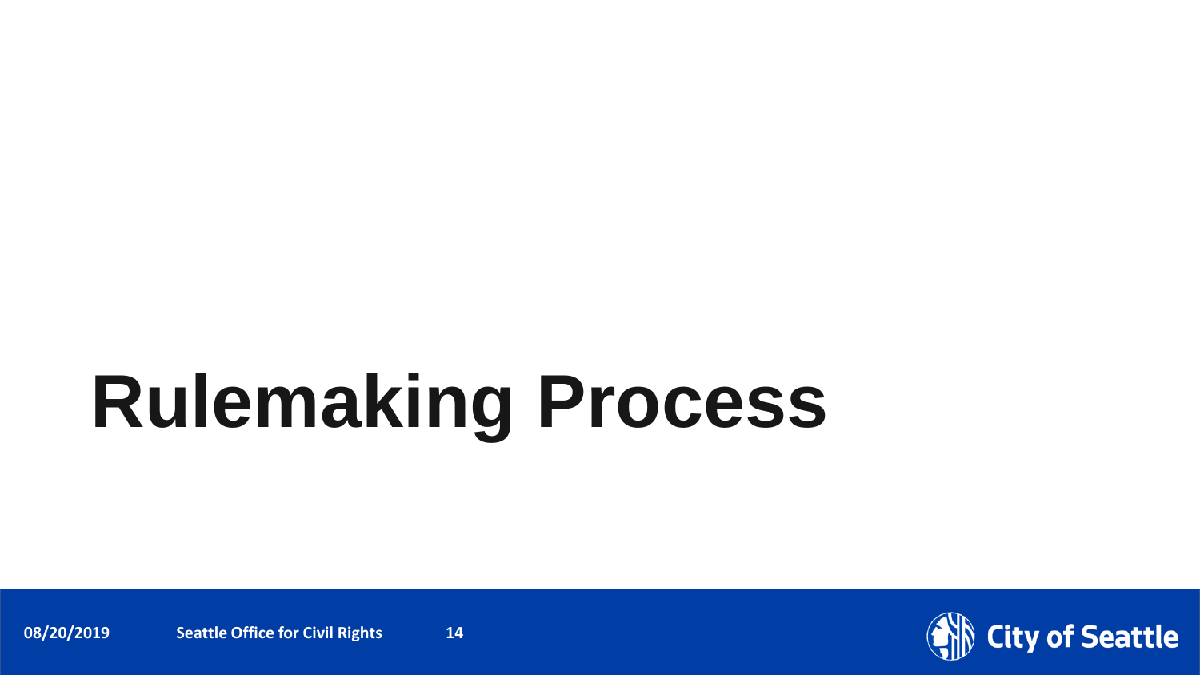# Rulemaking Process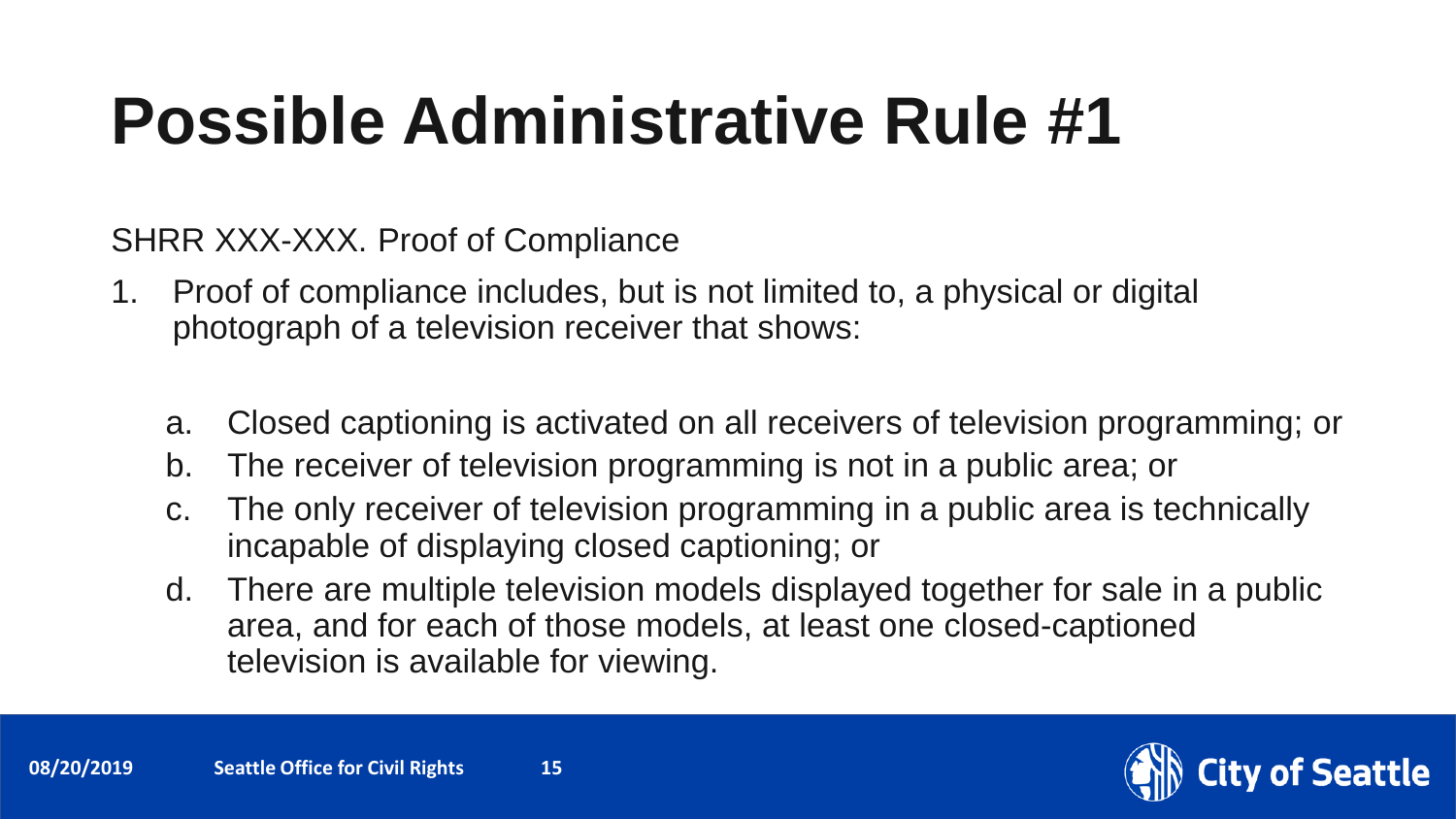# Possible Administrative Rule #1

SHRR XXX-XXX. Proof of Compliance

1. Proof of compliance includes, but is not limited to, a physical or digital photograph of a television receiver that shows:

   a. Closed captioning is activated on all receivers of television programming; or
   b. The receiver of television programming is not in a public area; or
   c. The only receiver of television programming in a public area is technically incapable of displaying closed captioning; or
   d. There are multiple television models displayed together for sale in a public area, and for each of those models, at least one closed-captioned television is available for viewing.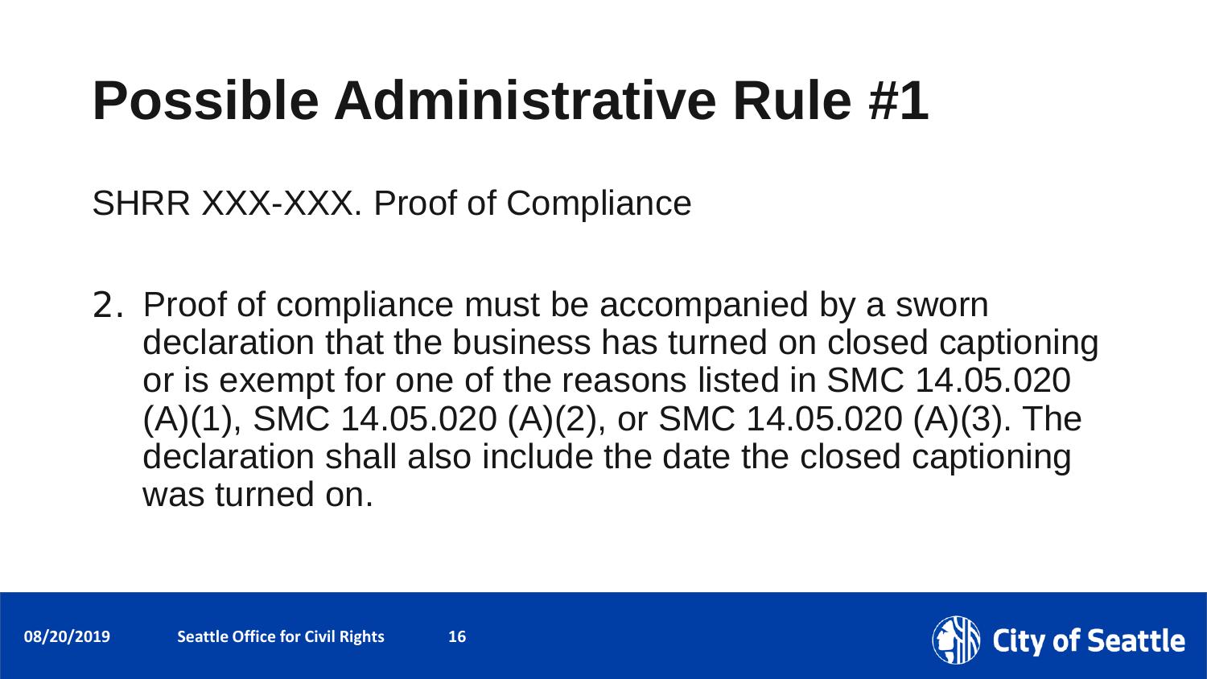# Possible Administrative Rule #1

SHRR XXX-XXX. Proof of Compliance

2. Proof of compliance must be accompanied by a sworn declaration that the business has turned on closed captioning or is exempt for one of the reasons listed in SMC 14.05.020 (A)(1), SMC 14.05.020 (A)(2), or SMC 14.05.020 (A)(3). The declaration shall also include the date the closed captioning was turned on.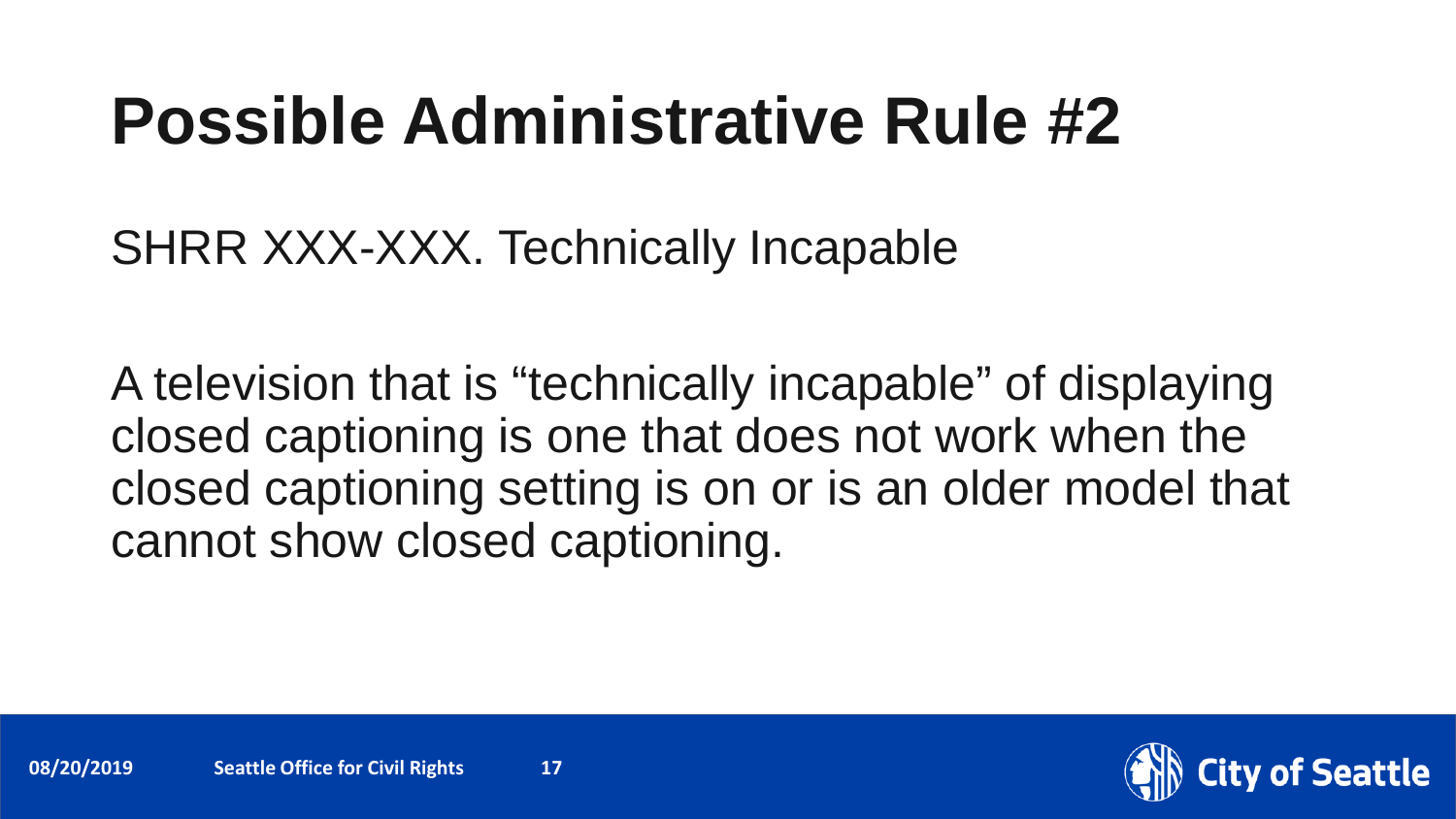# Possible Administrative Rule #2

SHRR XXX-XXX. Technically Incapable

A television that is "technically incapable" of displaying closed captioning is one that does not work when the closed captioning setting is on or is an older model that cannot show closed captioning.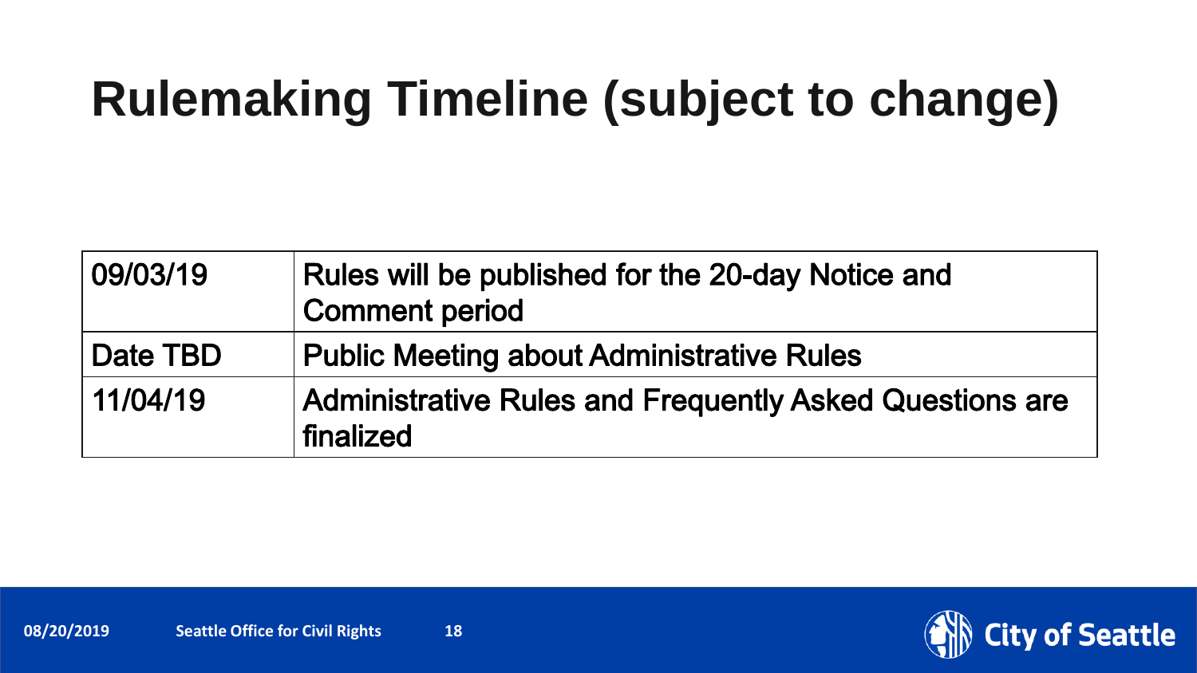# Rulemaking Timeline (subject to change)

| | |
|---|---|
| 09/03/19 | Rules will be published for the 20-day Notice and Comment period |
| Date TBD | Public Meeting about Administrative Rules |
| 11/04/19 | Administrative Rules and Frequently Asked Questions are finalized |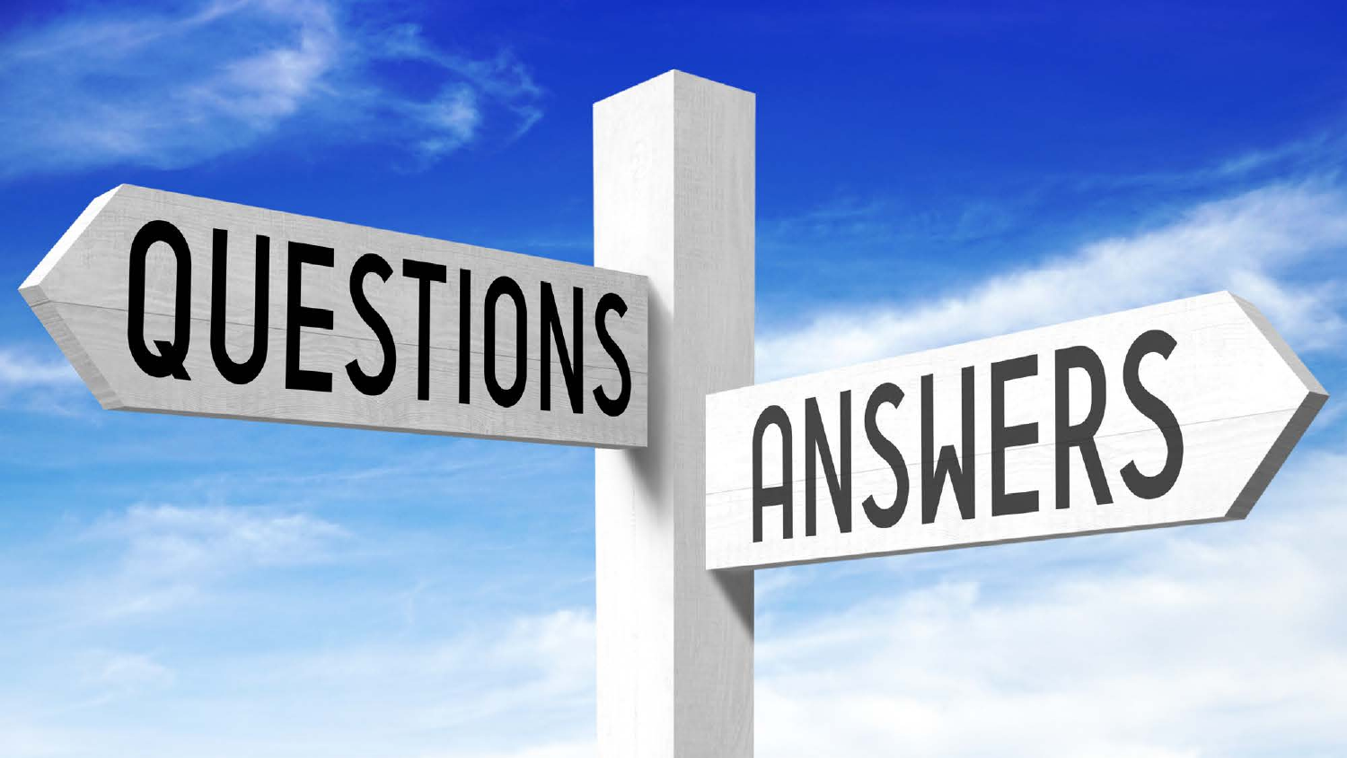QUESTIONS

ANSWERS